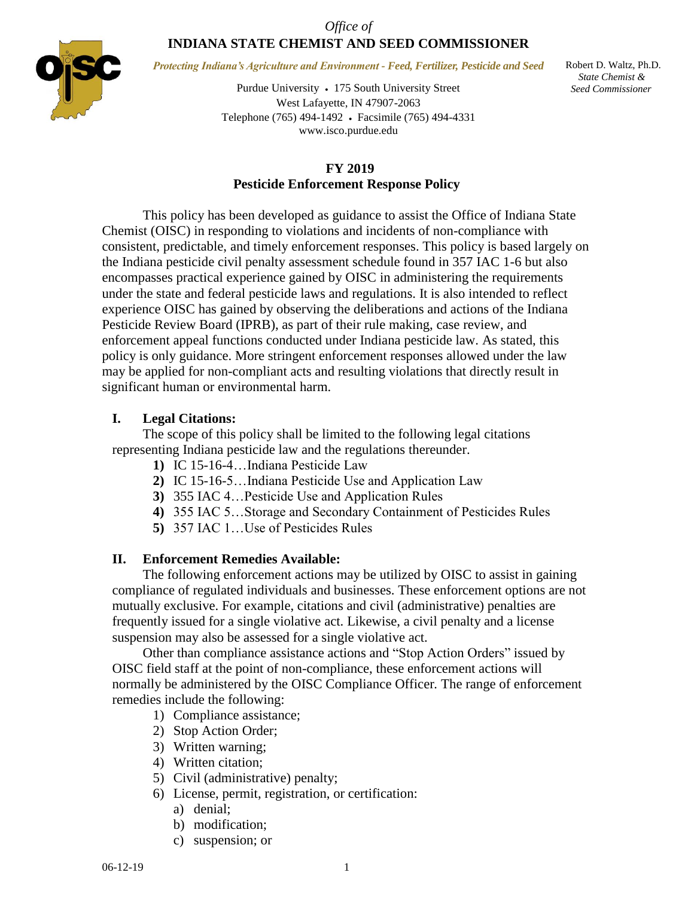*Office of*
**INDIANA STATE CHEMIST AND SEED COMMISSIONER**

*Protecting Indiana's Agriculture and Environment - Feed, Fertilizer, Pesticide and Seed*

Purdue University • 175 South University Street
West Lafayette, IN 47907-2063
Telephone (765) 494-1492 • Facsimile (765) 494-4331
www.isco.purdue.edu

Robert D. Waltz, Ph.D.
*State Chemist & Seed Commissioner*

## FY 2019
## Pesticide Enforcement Response Policy

This policy has been developed as guidance to assist the Office of Indiana State Chemist (OISC) in responding to violations and incidents of non-compliance with consistent, predictable, and timely enforcement responses. This policy is based largely on the Indiana pesticide civil penalty assessment schedule found in 357 IAC 1-6 but also encompasses practical experience gained by OISC in administering the requirements under the state and federal pesticide laws and regulations. It is also intended to reflect experience OISC has gained by observing the deliberations and actions of the Indiana Pesticide Review Board (IPRB), as part of their rule making, case review, and enforcement appeal functions conducted under Indiana pesticide law. As stated, this policy is only guidance. More stringent enforcement responses allowed under the law may be applied for non-compliant acts and resulting violations that directly result in significant human or environmental harm.

### I. Legal Citations:

The scope of this policy shall be limited to the following legal citations representing Indiana pesticide law and the regulations thereunder.

1) IC 15-16-4…Indiana Pesticide Law
2) IC 15-16-5…Indiana Pesticide Use and Application Law
3) 355 IAC 4…Pesticide Use and Application Rules
4) 355 IAC 5…Storage and Secondary Containment of Pesticides Rules
5) 357 IAC 1…Use of Pesticides Rules

### II. Enforcement Remedies Available:

The following enforcement actions may be utilized by OISC to assist in gaining compliance of regulated individuals and businesses. These enforcement options are not mutually exclusive. For example, citations and civil (administrative) penalties are frequently issued for a single violative act. Likewise, a civil penalty and a license suspension may also be assessed for a single violative act.

Other than compliance assistance actions and "Stop Action Orders" issued by OISC field staff at the point of non-compliance, these enforcement actions will normally be administered by the OISC Compliance Officer. The range of enforcement remedies include the following:

1) Compliance assistance;
2) Stop Action Order;
3) Written warning;
4) Written citation;
5) Civil (administrative) penalty;
6) License, permit, registration, or certification:
   a) denial;
   b) modification;
   c) suspension; or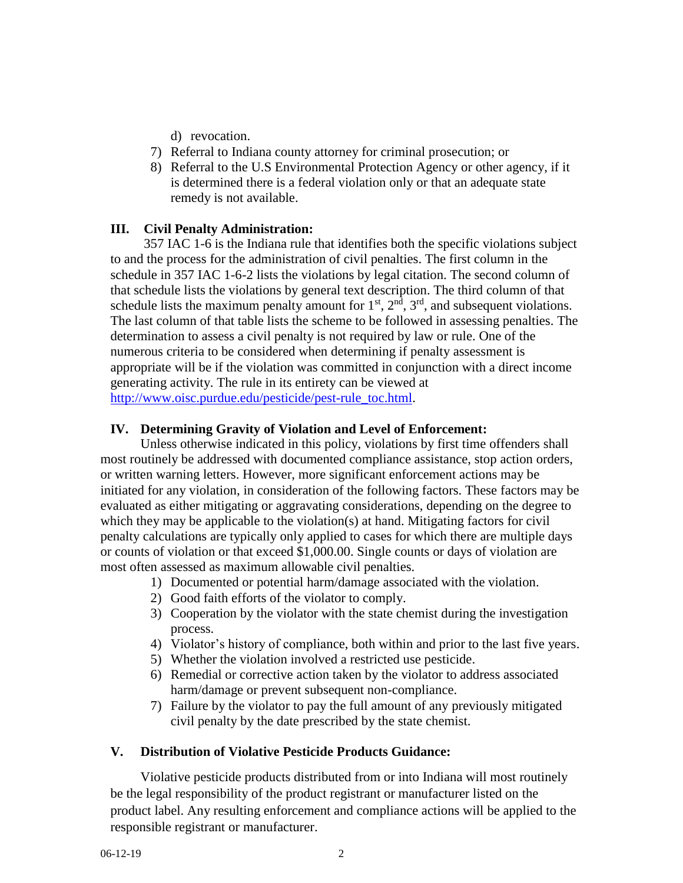d) revocation.

7) Referral to Indiana county attorney for criminal prosecution; or
8) Referral to the U.S Environmental Protection Agency or other agency, if it is determined there is a federal violation only or that an adequate state remedy is not available.

## III. Civil Penalty Administration:

357 IAC 1-6 is the Indiana rule that identifies both the specific violations subject to and the process for the administration of civil penalties. The first column in the schedule in 357 IAC 1-6-2 lists the violations by legal citation. The second column of that schedule lists the violations by general text description. The third column of that schedule lists the maximum penalty amount for 1st, 2nd, 3rd, and subsequent violations. The last column of that table lists the scheme to be followed in assessing penalties. The determination to assess a civil penalty is not required by law or rule. One of the numerous criteria to be considered when determining if penalty assessment is appropriate will be if the violation was committed in conjunction with a direct income generating activity. The rule in its entirety can be viewed at [http://www.oisc.purdue.edu/pesticide/pest-rule_toc.html](http://www.oisc.purdue.edu/pesticide/pest-rule_toc.html).

## IV. Determining Gravity of Violation and Level of Enforcement:

Unless otherwise indicated in this policy, violations by first time offenders shall most routinely be addressed with documented compliance assistance, stop action orders, or written warning letters. However, more significant enforcement actions may be initiated for any violation, in consideration of the following factors. These factors may be evaluated as either mitigating or aggravating considerations, depending on the degree to which they may be applicable to the violation(s) at hand. Mitigating factors for civil penalty calculations are typically only applied to cases for which there are multiple days or counts of violation or that exceed $1,000.00. Single counts or days of violation are most often assessed as maximum allowable civil penalties.

1) Documented or potential harm/damage associated with the violation.
2) Good faith efforts of the violator to comply.
3) Cooperation by the violator with the state chemist during the investigation process.
4) Violator's history of compliance, both within and prior to the last five years.
5) Whether the violation involved a restricted use pesticide.
6) Remedial or corrective action taken by the violator to address associated harm/damage or prevent subsequent non-compliance.
7) Failure by the violator to pay the full amount of any previously mitigated civil penalty by the date prescribed by the state chemist.

## V. Distribution of Violative Pesticide Products Guidance:

Violative pesticide products distributed from or into Indiana will most routinely be the legal responsibility of the product registrant or manufacturer listed on the product label. Any resulting enforcement and compliance actions will be applied to the responsible registrant or manufacturer.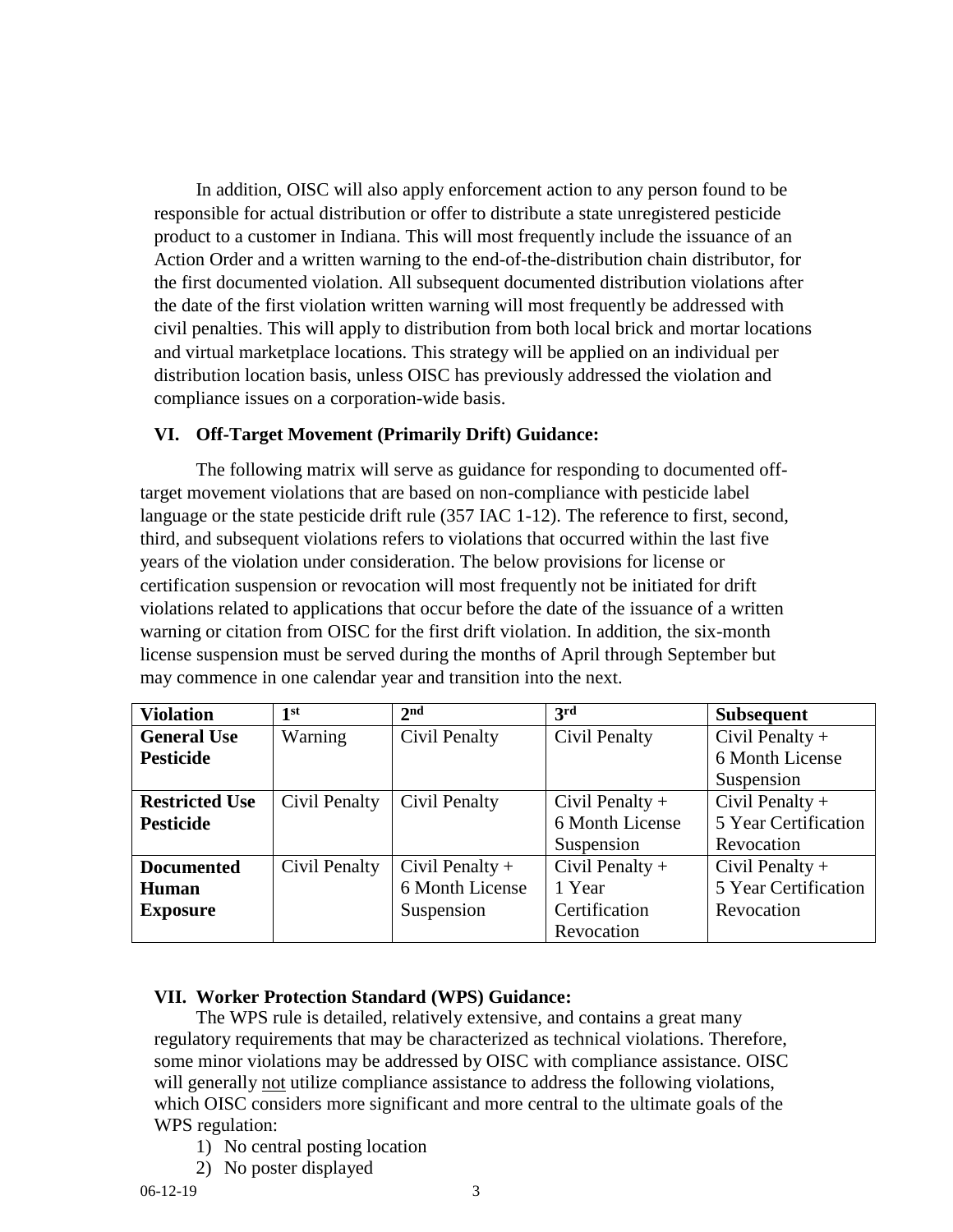In addition, OISC will also apply enforcement action to any person found to be responsible for actual distribution or offer to distribute a state unregistered pesticide product to a customer in Indiana. This will most frequently include the issuance of an Action Order and a written warning to the end-of-the-distribution chain distributor, for the first documented violation. All subsequent documented distribution violations after the date of the first violation written warning will most frequently be addressed with civil penalties. This will apply to distribution from both local brick and mortar locations and virtual marketplace locations. This strategy will be applied on an individual per distribution location basis, unless OISC has previously addressed the violation and compliance issues on a corporation-wide basis.

## VI. Off-Target Movement (Primarily Drift) Guidance:

The following matrix will serve as guidance for responding to documented off-target movement violations that are based on non-compliance with pesticide label language or the state pesticide drift rule (357 IAC 1-12). The reference to first, second, third, and subsequent violations refers to violations that occurred within the last five years of the violation under consideration. The below provisions for license or certification suspension or revocation will most frequently not be initiated for drift violations related to applications that occur before the date of the issuance of a written warning or citation from OISC for the first drift violation. In addition, the six-month license suspension must be served during the months of April through September but may commence in one calendar year and transition into the next.

| Violation | 1st | 2nd | 3rd | Subsequent |
|---|---|---|---|---|
| **General Use Pesticide** | Warning | Civil Penalty | Civil Penalty | Civil Penalty + 6 Month License Suspension |
| **Restricted Use Pesticide** | Civil Penalty | Civil Penalty | Civil Penalty + 6 Month License Suspension | Civil Penalty + 5 Year Certification Revocation |
| **Documented Human Exposure** | Civil Penalty | Civil Penalty + 6 Month License Suspension | Civil Penalty + 1 Year Certification Revocation | Civil Penalty + 5 Year Certification Revocation |

## VII. Worker Protection Standard (WPS) Guidance:

The WPS rule is detailed, relatively extensive, and contains a great many regulatory requirements that may be characterized as technical violations. Therefore, some minor violations may be addressed by OISC with compliance assistance. OISC will generally not utilize compliance assistance to address the following violations, which OISC considers more significant and more central to the ultimate goals of the WPS regulation:

1) No central posting location
2) No poster displayed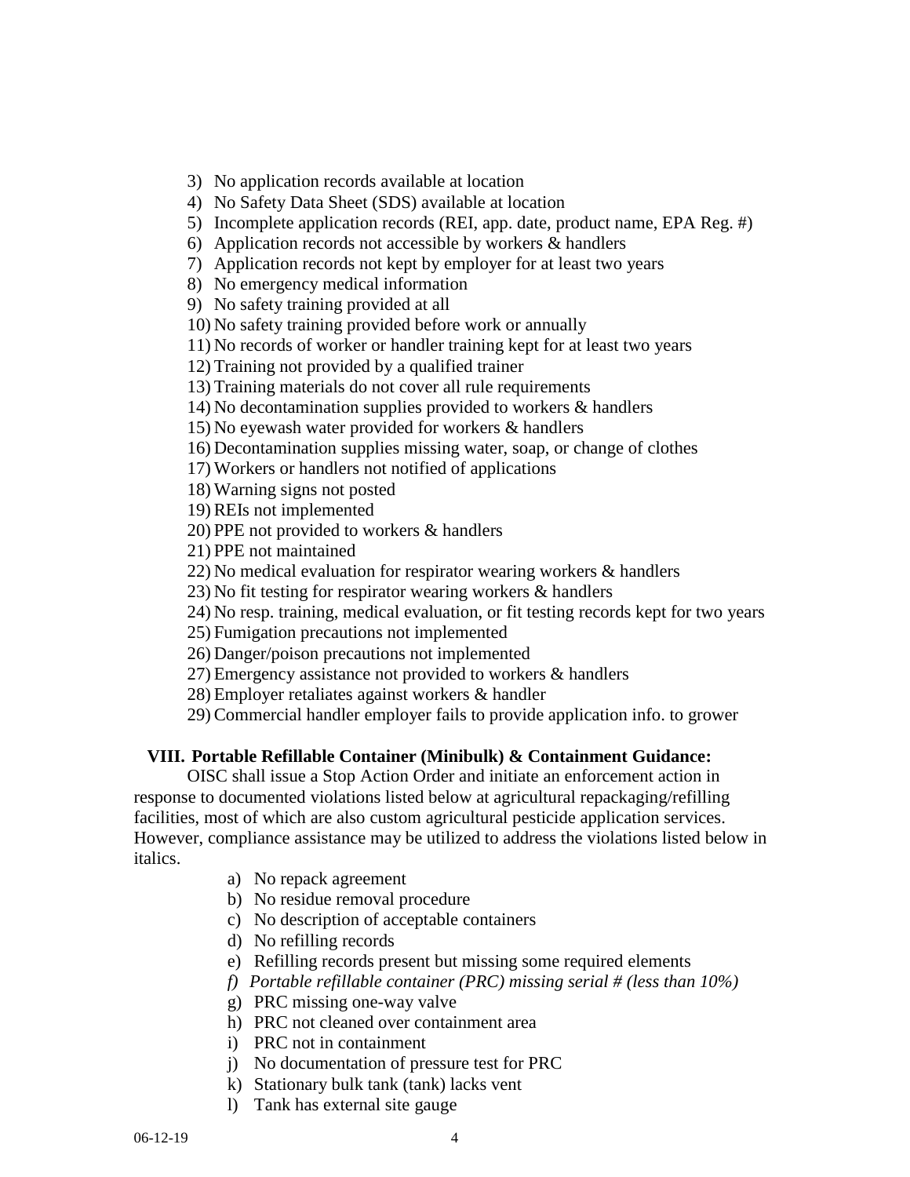3) No application records available at location
4) No Safety Data Sheet (SDS) available at location
5) Incomplete application records (REI, app. date, product name, EPA Reg. #)
6) Application records not accessible by workers & handlers
7) Application records not kept by employer for at least two years
8) No emergency medical information
9) No safety training provided at all
10) No safety training provided before work or annually
11) No records of worker or handler training kept for at least two years
12) Training not provided by a qualified trainer
13) Training materials do not cover all rule requirements
14) No decontamination supplies provided to workers & handlers
15) No eyewash water provided for workers & handlers
16) Decontamination supplies missing water, soap, or change of clothes
17) Workers or handlers not notified of applications
18) Warning signs not posted
19) REIs not implemented
20) PPE not provided to workers & handlers
21) PPE not maintained
22) No medical evaluation for respirator wearing workers & handlers
23) No fit testing for respirator wearing workers & handlers
24) No resp. training, medical evaluation, or fit testing records kept for two years
25) Fumigation precautions not implemented
26) Danger/poison precautions not implemented
27) Emergency assistance not provided to workers & handlers
28) Employer retaliates against workers & handler
29) Commercial handler employer fails to provide application info. to grower

## VIII. Portable Refillable Container (Minibulk) & Containment Guidance:

OISC shall issue a Stop Action Order and initiate an enforcement action in response to documented violations listed below at agricultural repackaging/refilling facilities, most of which are also custom agricultural pesticide application services. However, compliance assistance may be utilized to address the violations listed below in italics.

a) No repack agreement
b) No residue removal procedure
c) No description of acceptable containers
d) No refilling records
e) Refilling records present but missing some required elements
*f) Portable refillable container (PRC) missing serial # (less than 10%)*
g) PRC missing one-way valve
h) PRC not cleaned over containment area
i) PRC not in containment
j) No documentation of pressure test for PRC
k) Stationary bulk tank (tank) lacks vent
l) Tank has external site gauge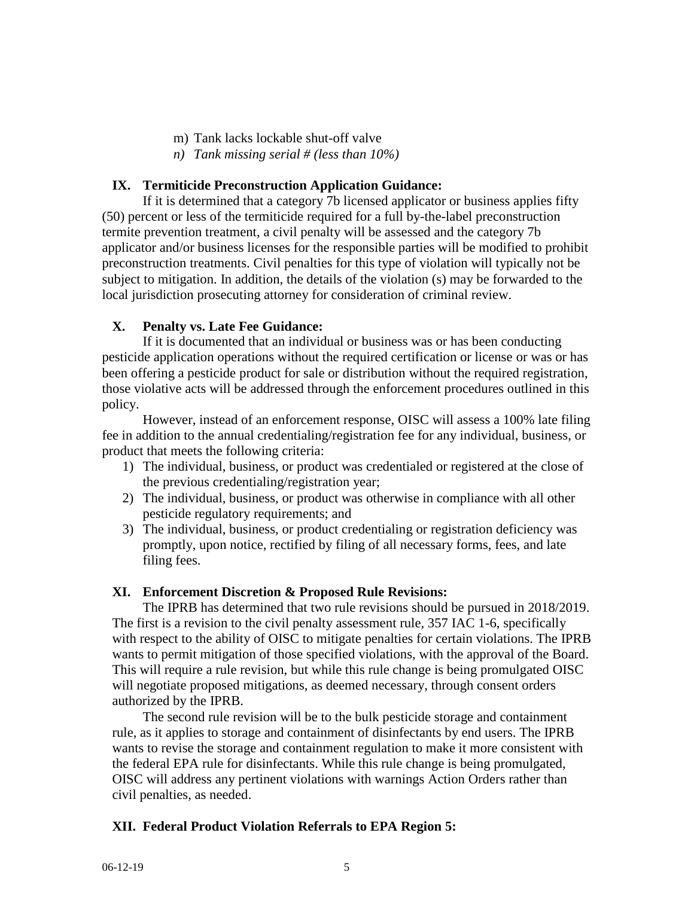m) Tank lacks lockable shut-off valve
*n) Tank missing serial # (less than 10%)*

## IX. Termiticide Preconstruction Application Guidance:

If it is determined that a category 7b licensed applicator or business applies fifty (50) percent or less of the termiticide required for a full by-the-label preconstruction termite prevention treatment, a civil penalty will be assessed and the category 7b applicator and/or business licenses for the responsible parties will be modified to prohibit preconstruction treatments. Civil penalties for this type of violation will typically not be subject to mitigation. In addition, the details of the violation (s) may be forwarded to the local jurisdiction prosecuting attorney for consideration of criminal review.

## X. Penalty vs. Late Fee Guidance:

If it is documented that an individual or business was or has been conducting pesticide application operations without the required certification or license or was or has been offering a pesticide product for sale or distribution without the required registration, those violative acts will be addressed through the enforcement procedures outlined in this policy.

However, instead of an enforcement response, OISC will assess a 100% late filing fee in addition to the annual credentialing/registration fee for any individual, business, or product that meets the following criteria:

1) The individual, business, or product was credentialed or registered at the close of the previous credentialing/registration year;
2) The individual, business, or product was otherwise in compliance with all other pesticide regulatory requirements; and
3) The individual, business, or product credentialing or registration deficiency was promptly, upon notice, rectified by filing of all necessary forms, fees, and late filing fees.

## XI. Enforcement Discretion & Proposed Rule Revisions:

The IPRB has determined that two rule revisions should be pursued in 2018/2019. The first is a revision to the civil penalty assessment rule, 357 IAC 1-6, specifically with respect to the ability of OISC to mitigate penalties for certain violations. The IPRB wants to permit mitigation of those specified violations, with the approval of the Board. This will require a rule revision, but while this rule change is being promulgated OISC will negotiate proposed mitigations, as deemed necessary, through consent orders authorized by the IPRB.

The second rule revision will be to the bulk pesticide storage and containment rule, as it applies to storage and containment of disinfectants by end users. The IPRB wants to revise the storage and containment regulation to make it more consistent with the federal EPA rule for disinfectants. While this rule change is being promulgated, OISC will address any pertinent violations with warnings Action Orders rather than civil penalties, as needed.

## XII. Federal Product Violation Referrals to EPA Region 5: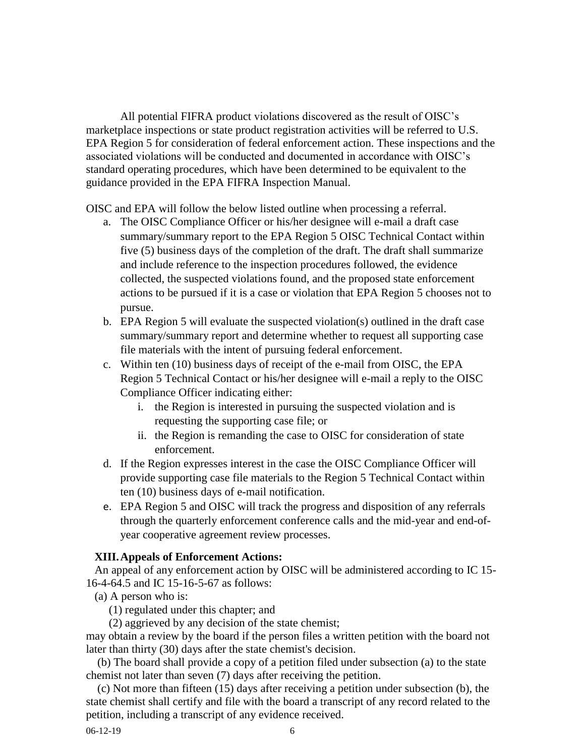All potential FIFRA product violations discovered as the result of OISC's marketplace inspections or state product registration activities will be referred to U.S. EPA Region 5 for consideration of federal enforcement action. These inspections and the associated violations will be conducted and documented in accordance with OISC's standard operating procedures, which have been determined to be equivalent to the guidance provided in the EPA FIFRA Inspection Manual.

OISC and EPA will follow the below listed outline when processing a referral.

a. The OISC Compliance Officer or his/her designee will e-mail a draft case summary/summary report to the EPA Region 5 OISC Technical Contact within five (5) business days of the completion of the draft. The draft shall summarize and include reference to the inspection procedures followed, the evidence collected, the suspected violations found, and the proposed state enforcement actions to be pursued if it is a case or violation that EPA Region 5 chooses not to pursue.
b. EPA Region 5 will evaluate the suspected violation(s) outlined in the draft case summary/summary report and determine whether to request all supporting case file materials with the intent of pursuing federal enforcement.
c. Within ten (10) business days of receipt of the e-mail from OISC, the EPA Region 5 Technical Contact or his/her designee will e-mail a reply to the OISC Compliance Officer indicating either:
   i. the Region is interested in pursuing the suspected violation and is requesting the supporting case file; or
   ii. the Region is remanding the case to OISC for consideration of state enforcement.
d. If the Region expresses interest in the case the OISC Compliance Officer will provide supporting case file materials to the Region 5 Technical Contact within ten (10) business days of e-mail notification.
e. EPA Region 5 and OISC will track the progress and disposition of any referrals through the quarterly enforcement conference calls and the mid-year and end-of-year cooperative agreement review processes.

## XIII. Appeals of Enforcement Actions:

An appeal of any enforcement action by OISC will be administered according to IC 15-16-4-64.5 and IC 15-16-5-67 as follows:

(a) A person who is:

(1) regulated under this chapter; and

(2) aggrieved by any decision of the state chemist;

may obtain a review by the board if the person files a written petition with the board not later than thirty (30) days after the state chemist's decision.

(b) The board shall provide a copy of a petition filed under subsection (a) to the state chemist not later than seven (7) days after receiving the petition.

(c) Not more than fifteen (15) days after receiving a petition under subsection (b), the state chemist shall certify and file with the board a transcript of any record related to the petition, including a transcript of any evidence received.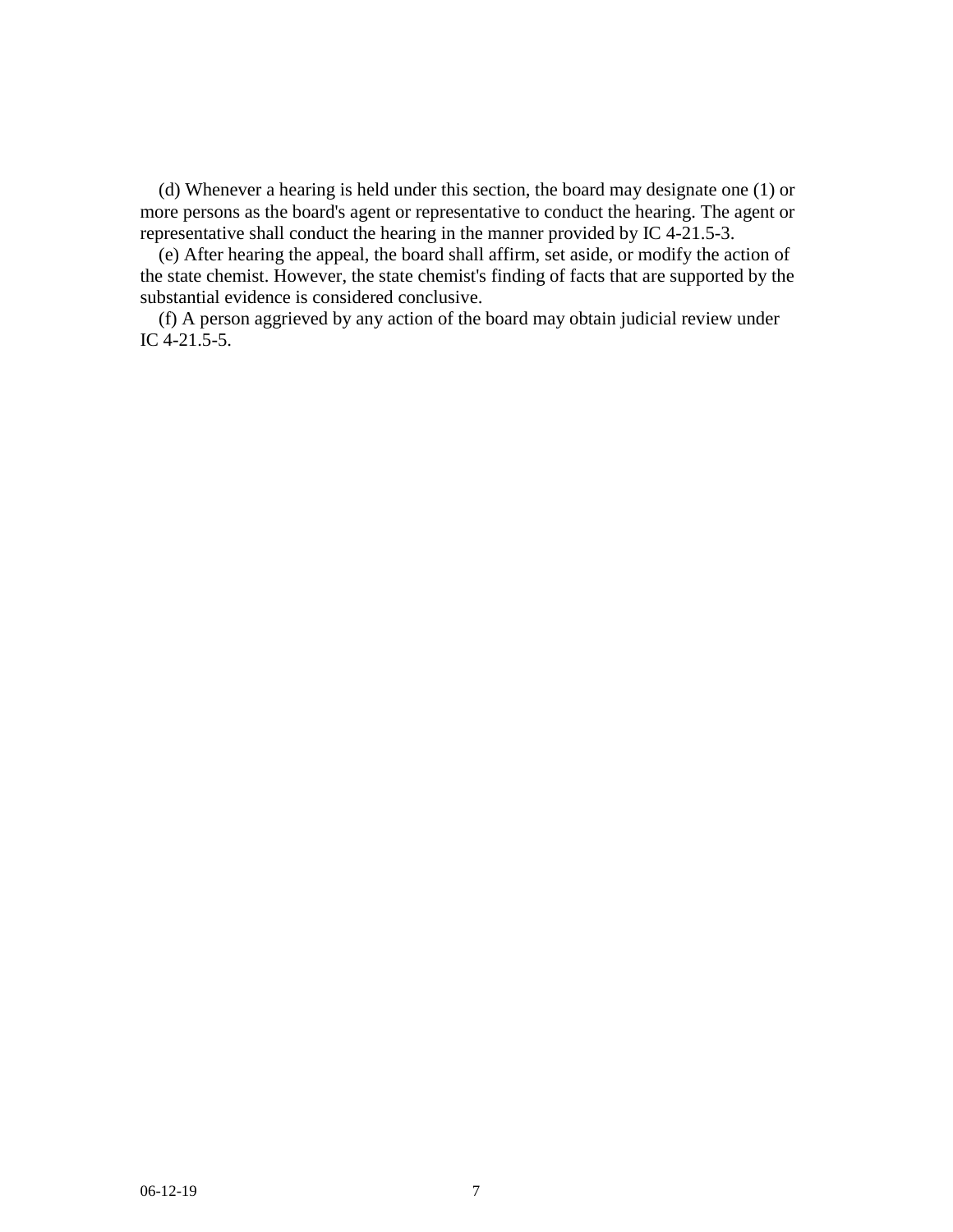(d) Whenever a hearing is held under this section, the board may designate one (1) or more persons as the board's agent or representative to conduct the hearing. The agent or representative shall conduct the hearing in the manner provided by IC 4-21.5-3.

(e) After hearing the appeal, the board shall affirm, set aside, or modify the action of the state chemist. However, the state chemist's finding of facts that are supported by the substantial evidence is considered conclusive.

(f) A person aggrieved by any action of the board may obtain judicial review under IC 4-21.5-5.